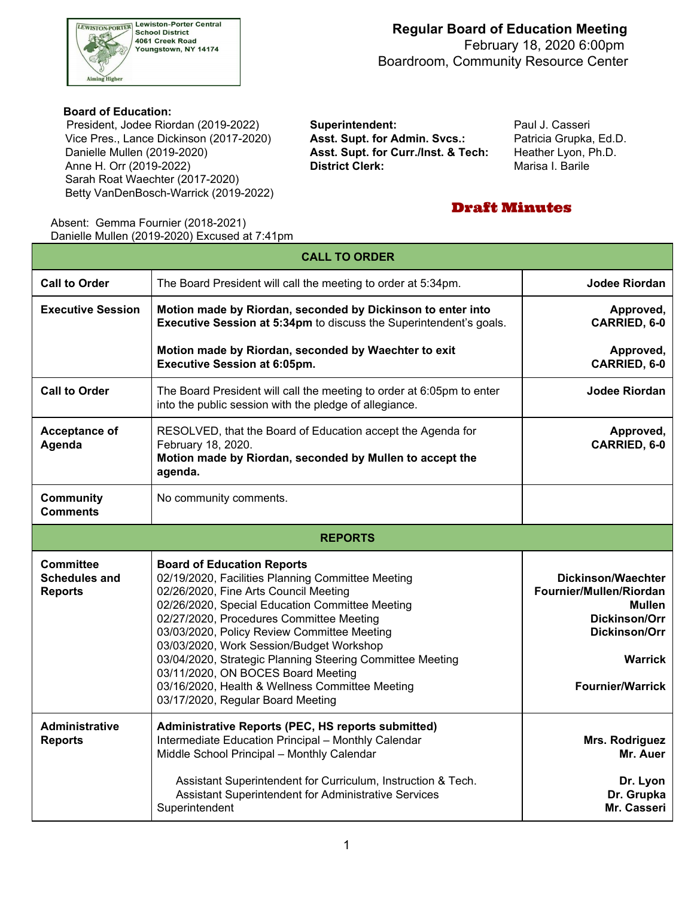Lewiston-Porter Central School District
4061 Creek Road
Youngstown, NY 14174

# Regular Board of Education Meeting

February 18, 2020 6:00pm
Boardroom, Community Resource Center

**Board of Education:**

President, Jodee Riordan (2019-2022)
Vice Pres., Lance Dickinson (2017-2020)
Danielle Mullen (2019-2020)
Anne H. Orr (2019-2022)
Sarah Roat Waechter (2017-2020)
Betty VanDenBosch-Warrick (2019-2022)

**Superintendent:** Paul J. Casseri
**Asst. Supt. for Admin. Svcs.:** Patricia Grupka, Ed.D.
**Asst. Supt. for Curr./Inst. & Tech:** Heather Lyon, Ph.D.
**District Clerk:** Marisa I. Barile

## Draft Minutes

Absent: Gemma Fournier (2018-2021)
Danielle Mullen (2019-2020) Excused at 7:41pm

| **CALL TO ORDER** | | |
|---|---|---|
| **Call to Order** | The Board President will call the meeting to order at 5:34pm. | **Jodee Riordan** |
| **Executive Session** | **Motion made by Riordan, seconded by Dickinson to enter into Executive Session at 5:34pm** to discuss the Superintendent's goals.<br><br>**Motion made by Riordan, seconded by Waechter to exit Executive Session at 6:05pm.** | **Approved, CARRIED, 6-0**<br><br>**Approved, CARRIED, 6-0** |
| **Call to Order** | The Board President will call the meeting to order at 6:05pm to enter into the public session with the pledge of allegiance. | **Jodee Riordan** |
| **Acceptance of Agenda** | RESOLVED, that the Board of Education accept the Agenda for February 18, 2020.<br>**Motion made by Riordan, seconded by Mullen to accept the agenda.** | **Approved, CARRIED, 6-0** |
| **Community Comments** | No community comments. | |
| **REPORTS** | | |
| **Committee Schedules and Reports** | **Board of Education Reports**<br>02/19/2020, Facilities Planning Committee Meeting<br>02/26/2020, Fine Arts Council Meeting<br>02/26/2020, Special Education Committee Meeting<br>02/27/2020, Procedures Committee Meeting<br>03/03/2020, Policy Review Committee Meeting<br>03/03/2020, Work Session/Budget Workshop<br>03/04/2020, Strategic Planning Steering Committee Meeting<br>03/11/2020, ON BOCES Board Meeting<br>03/16/2020, Health & Wellness Committee Meeting<br>03/17/2020, Regular Board Meeting | **Dickinson/Waechter**<br>**Fournier/Mullen/Riordan**<br>**Mullen**<br>**Dickinson/Orr**<br>**Dickinson/Orr**<br><br>**Warrick**<br><br>**Fournier/Warrick** |
| **Administrative Reports** | **Administrative Reports (PEC, HS reports submitted)**<br>Intermediate Education Principal – Monthly Calendar<br>Middle School Principal – Monthly Calendar<br><br>Assistant Superintendent for Curriculum, Instruction & Tech.<br>Assistant Superintendent for Administrative Services<br>Superintendent | **Mrs. Rodriguez**<br>**Mr. Auer**<br><br>**Dr. Lyon**<br>**Dr. Grupka**<br>**Mr. Casseri** |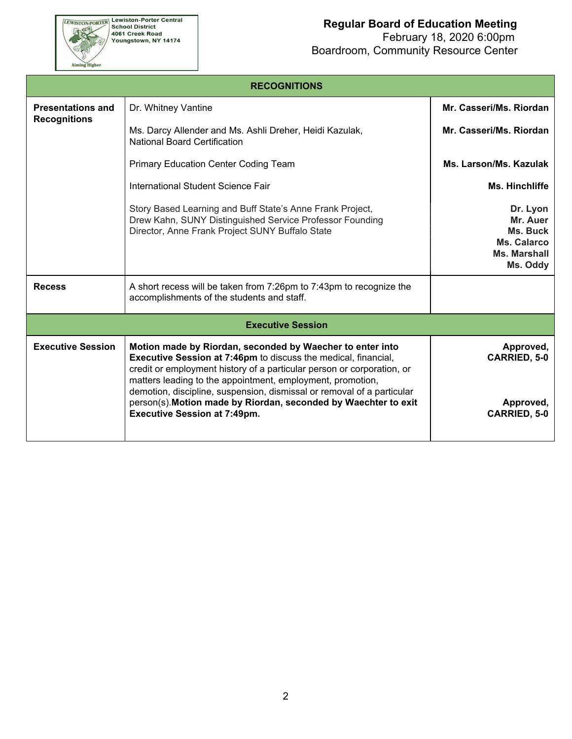Lewiston-Porter Central School District
4061 Creek Road
Youngstown, NY 14174

# Regular Board of Education Meeting

February 18, 2020 6:00pm
Boardroom, Community Resource Center

| RECOGNITIONS | | |
|---|---|---|
| **Presentations and Recognitions** | Dr. Whitney Vantine | **Mr. Casseri/Ms. Riordan** |
| | Ms. Darcy Allender and Ms. Ashli Dreher, Heidi Kazulak, National Board Certification | **Mr. Casseri/Ms. Riordan** |
| | Primary Education Center Coding Team | **Ms. Larson/Ms. Kazulak** |
| | International Student Science Fair | **Ms. Hinchliffe** |
| | Story Based Learning and Buff State's Anne Frank Project, Drew Kahn, SUNY Distinguished Service Professor Founding Director, Anne Frank Project SUNY Buffalo State | **Dr. Lyon**<br>**Mr. Auer**<br>**Ms. Buck**<br>**Ms. Calarco**<br>**Ms. Marshall**<br>**Ms. Oddy** |
| **Recess** | A short recess will be taken from 7:26pm to 7:43pm to recognize the accomplishments of the students and staff. | |
| **Executive Session** | | |
| **Executive Session** | **Motion made by Riordan, seconded by Waecher to enter into Executive Session at 7:46pm** to discuss the medical, financial, credit or employment history of a particular person or corporation, or matters leading to the appointment, employment, promotion, demotion, discipline, suspension, dismissal or removal of a particular person(s).**Motion made by Riordan, seconded by Waechter to exit Executive Session at 7:49pm.** | **Approved, CARRIED, 5-0**<br><br>**Approved, CARRIED, 5-0** |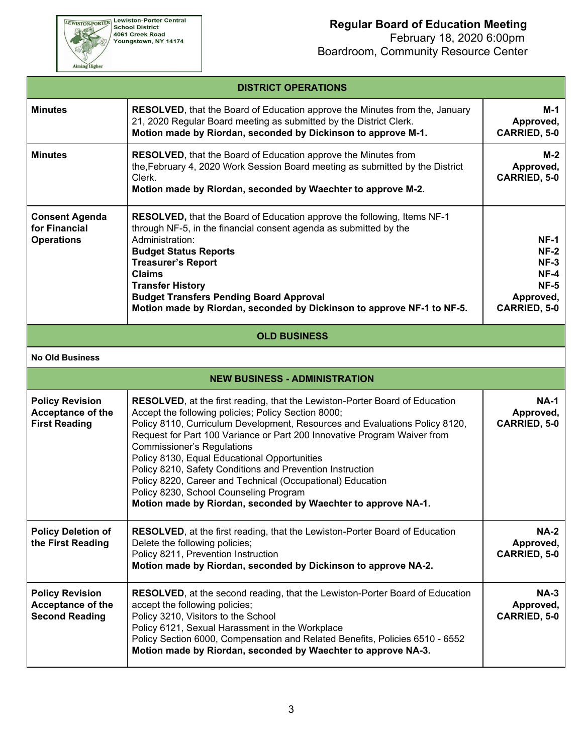# Regular Board of Education Meeting

February 18, 2020 6:00pm
Boardroom, Community Resource Center

Lewiston-Porter Central School District
4061 Creek Road
Youngstown, NY 14174

| DISTRICT OPERATIONS | | |
|---|---|---|
| **Minutes** | **RESOLVED**, that the Board of Education approve the Minutes from the, January 21, 2020 Regular Board meeting as submitted by the District Clerk. **Motion made by Riordan, seconded by Dickinson to approve M-1.** | **M-1 Approved, CARRIED, 5-0** |
| **Minutes** | **RESOLVED**, that the Board of Education approve the Minutes from the,February 4, 2020 Work Session Board meeting as submitted by the District Clerk. **Motion made by Riordan, seconded by Waechter to approve M-2.** | **M-2 Approved, CARRIED, 5-0** |
| **Consent Agenda for Financial Operations** | **RESOLVED,** that the Board of Education approve the following, Items NF-1 through NF-5, in the financial consent agenda as submitted by the Administration:<br>**Budget Status Reports**<br>**Treasurer's Report**<br>**Claims**<br>**Transfer History**<br>**Budget Transfers Pending Board Approval**<br>**Motion made by Riordan, seconded by Dickinson to approve NF-1 to NF-5.** | **NF-1<br>NF-2<br>NF-3<br>NF-4<br>NF-5<br>Approved, CARRIED, 5-0** |
| **OLD BUSINESS** | | |
| **No Old Business** | | |
| **NEW BUSINESS - ADMINISTRATION** | | |
| **Policy Revision Acceptance of the First Reading** | **RESOLVED**, at the first reading, that the Lewiston-Porter Board of Education Accept the following policies; Policy Section 8000;<br>Policy 8110, Curriculum Development, Resources and Evaluations Policy 8120, Request for Part 100 Variance or Part 200 Innovative Program Waiver from Commissioner's Regulations<br>Policy 8130, Equal Educational Opportunities<br>Policy 8210, Safety Conditions and Prevention Instruction<br>Policy 8220, Career and Technical (Occupational) Education<br>Policy 8230, School Counseling Program<br>**Motion made by Riordan, seconded by Waechter to approve NA-1.** | **NA-1 Approved, CARRIED, 5-0** |
| **Policy Deletion of the First Reading** | **RESOLVED**, at the first reading, that the Lewiston-Porter Board of Education Delete the following policies;<br>Policy 8211, Prevention Instruction<br>**Motion made by Riordan, seconded by Dickinson to approve NA-2.** | **NA-2 Approved, CARRIED, 5-0** |
| **Policy Revision Acceptance of the Second Reading** | **RESOLVED**, at the second reading, that the Lewiston-Porter Board of Education accept the following policies;<br>Policy 3210, Visitors to the School<br>Policy 6121, Sexual Harassment in the Workplace<br>Policy Section 6000, Compensation and Related Benefits, Policies 6510 - 6552<br>**Motion made by Riordan, seconded by Waechter to approve NA-3.** | **NA-3 Approved, CARRIED, 5-0** |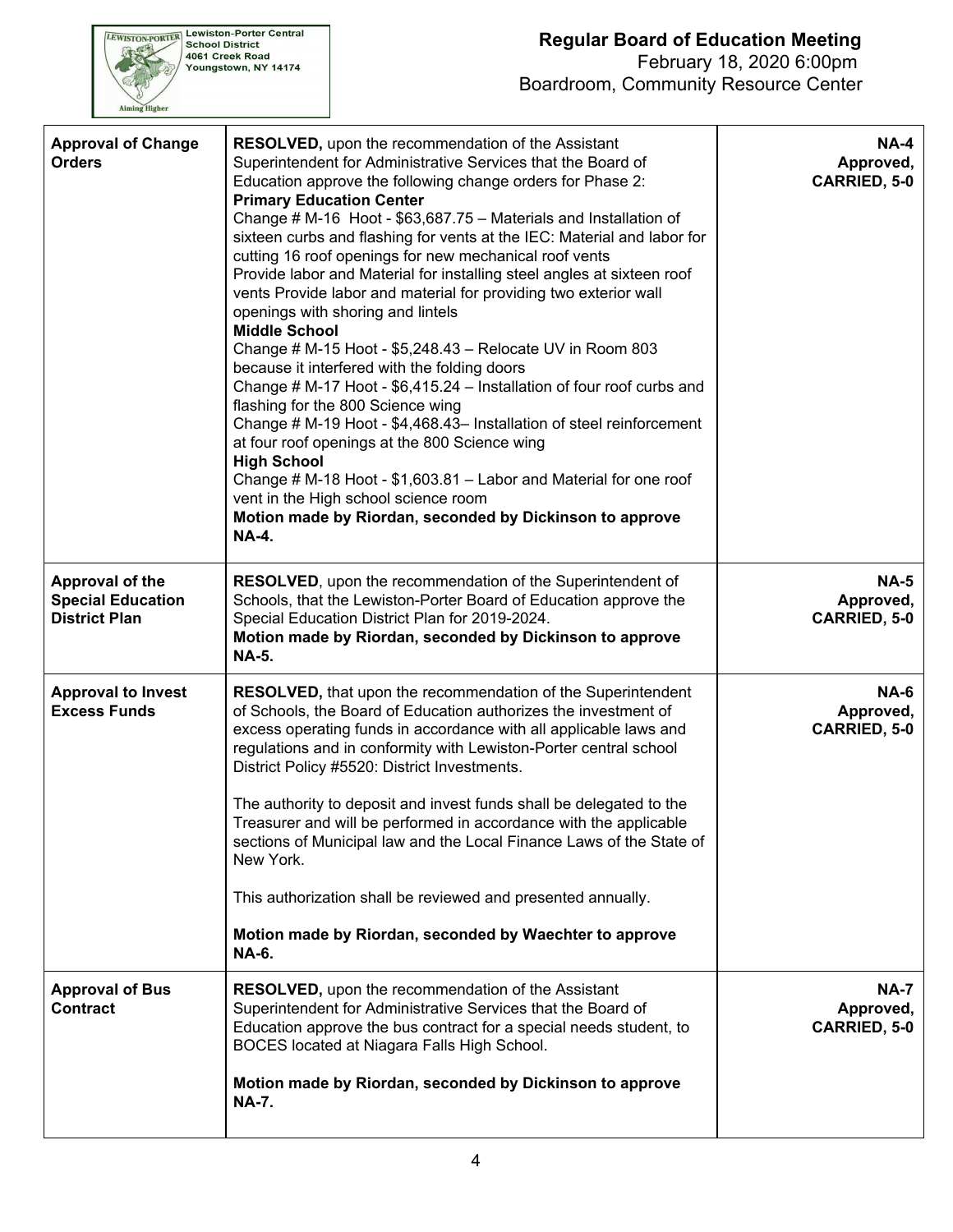Lewiston-Porter Central School District
4061 Creek Road
Youngstown, NY 14174

**Regular Board of Education Meeting**
February 18, 2020 6:00pm
Boardroom, Community Resource Center

| | | |
|---|---|---|
| **Approval of Change Orders** | **RESOLVED,** upon the recommendation of the Assistant Superintendent for Administrative Services that the Board of Education approve the following change orders for Phase 2:<br>**Primary Education Center**<br>Change # M-16 Hoot - $63,687.75 – Materials and Installation of sixteen curbs and flashing for vents at the IEC: Material and labor for cutting 16 roof openings for new mechanical roof vents<br>Provide labor and Material for installing steel angles at sixteen roof vents Provide labor and material for providing two exterior wall openings with shoring and lintels<br>**Middle School**<br>Change # M-15 Hoot - $5,248.43 – Relocate UV in Room 803 because it interfered with the folding doors<br>Change # M-17 Hoot - $6,415.24 – Installation of four roof curbs and flashing for the 800 Science wing<br>Change # M-19 Hoot - $4,468.43– Installation of steel reinforcement at four roof openings at the 800 Science wing<br>**High School**<br>Change # M-18 Hoot - $1,603.81 – Labor and Material for one roof vent in the High school science room<br>**Motion made by Riordan, seconded by Dickinson to approve NA-4.** | **NA-4 Approved, CARRIED, 5-0** |
| **Approval of the Special Education District Plan** | **RESOLVED**, upon the recommendation of the Superintendent of Schools, that the Lewiston-Porter Board of Education approve the Special Education District Plan for 2019-2024.<br>**Motion made by Riordan, seconded by Dickinson to approve NA-5.** | **NA-5 Approved, CARRIED, 5-0** |
| **Approval to Invest Excess Funds** | **RESOLVED,** that upon the recommendation of the Superintendent of Schools, the Board of Education authorizes the investment of excess operating funds in accordance with all applicable laws and regulations and in conformity with Lewiston-Porter central school District Policy #5520: District Investments.<br><br>The authority to deposit and invest funds shall be delegated to the Treasurer and will be performed in accordance with the applicable sections of Municipal law and the Local Finance Laws of the State of New York.<br><br>This authorization shall be reviewed and presented annually.<br><br>**Motion made by Riordan, seconded by Waechter to approve NA-6.** | **NA-6 Approved, CARRIED, 5-0** |
| **Approval of Bus Contract** | **RESOLVED,** upon the recommendation of the Assistant Superintendent for Administrative Services that the Board of Education approve the bus contract for a special needs student, to BOCES located at Niagara Falls High School.<br><br>**Motion made by Riordan, seconded by Dickinson to approve NA-7.** | **NA-7 Approved, CARRIED, 5-0** |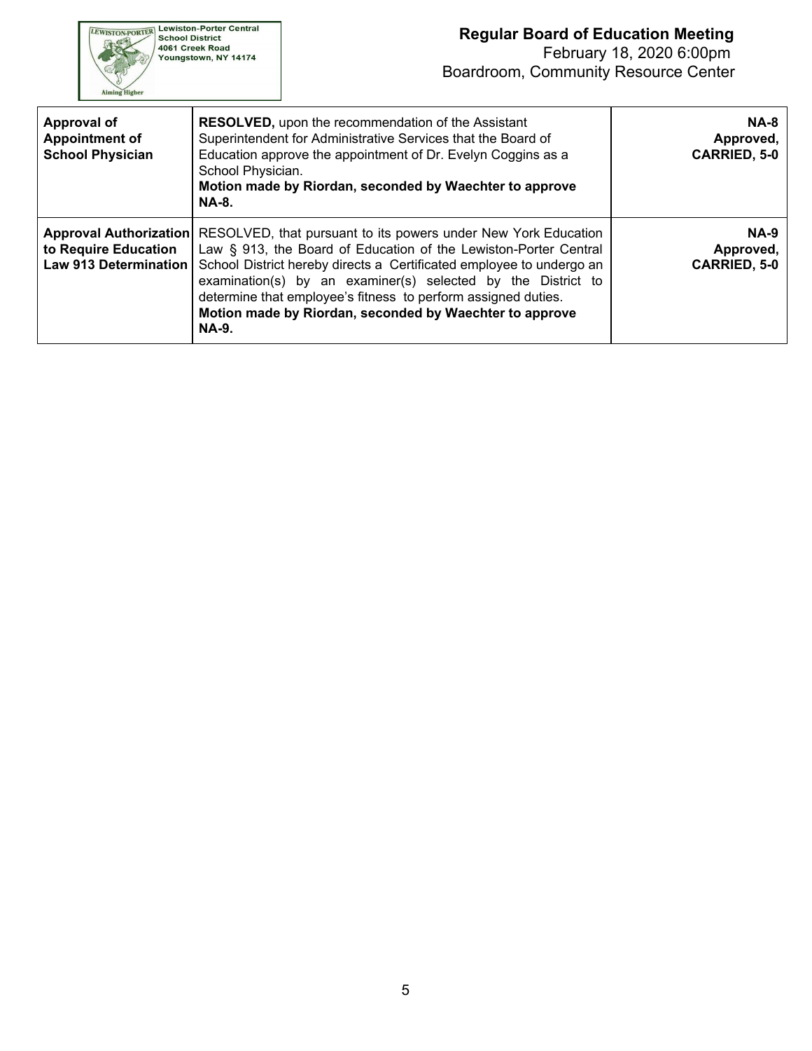| | | |
|---|---|---|
| **Approval of Appointment of School Physician** | **RESOLVED,** upon the recommendation of the Assistant Superintendent for Administrative Services that the Board of Education approve the appointment of Dr. Evelyn Coggins as a School Physician. **Motion made by Riordan, seconded by Waechter to approve NA-8.** | **NA-8 Approved, CARRIED, 5-0** |
| **Approval Authorization to Require Education Law 913 Determination** | RESOLVED, that pursuant to its powers under New York Education Law § 913, the Board of Education of the Lewiston-Porter Central School District hereby directs a Certificated employee to undergo an examination(s) by an examiner(s) selected by the District to determine that employee's fitness to perform assigned duties. **Motion made by Riordan, seconded by Waechter to approve NA-9.** | **NA-9 Approved, CARRIED, 5-0** |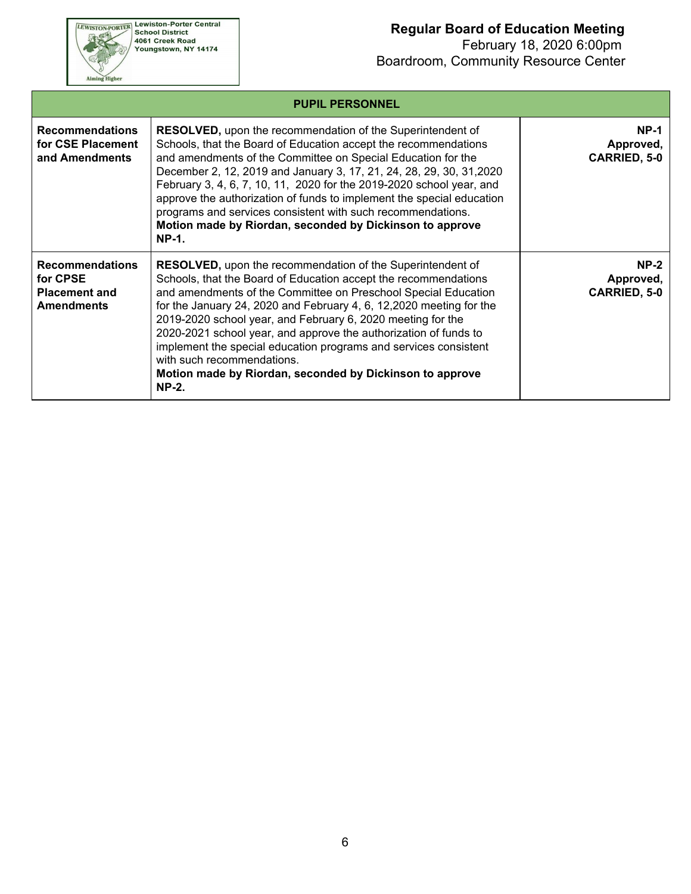| PUPIL PERSONNEL | | |
|---|---|---|
| **Recommendations for CSE Placement and Amendments** | **RESOLVED,** upon the recommendation of the Superintendent of Schools, that the Board of Education accept the recommendations and amendments of the Committee on Special Education for the December 2, 12, 2019 and January 3, 17, 21, 24, 28, 29, 30, 31,2020 February 3, 4, 6, 7, 10, 11, 2020 for the 2019-2020 school year, and approve the authorization of funds to implement the special education programs and services consistent with such recommendations. **Motion made by Riordan, seconded by Dickinson to approve NP-1.** | **NP-1 Approved, CARRIED, 5-0** |
| **Recommendations for CPSE Placement and Amendments** | **RESOLVED,** upon the recommendation of the Superintendent of Schools, that the Board of Education accept the recommendations and amendments of the Committee on Preschool Special Education for the January 24, 2020 and February 4, 6, 12,2020 meeting for the 2019-2020 school year, and February 6, 2020 meeting for the 2020-2021 school year, and approve the authorization of funds to implement the special education programs and services consistent with such recommendations. **Motion made by Riordan, seconded by Dickinson to approve NP-2.** | **NP-2 Approved, CARRIED, 5-0** |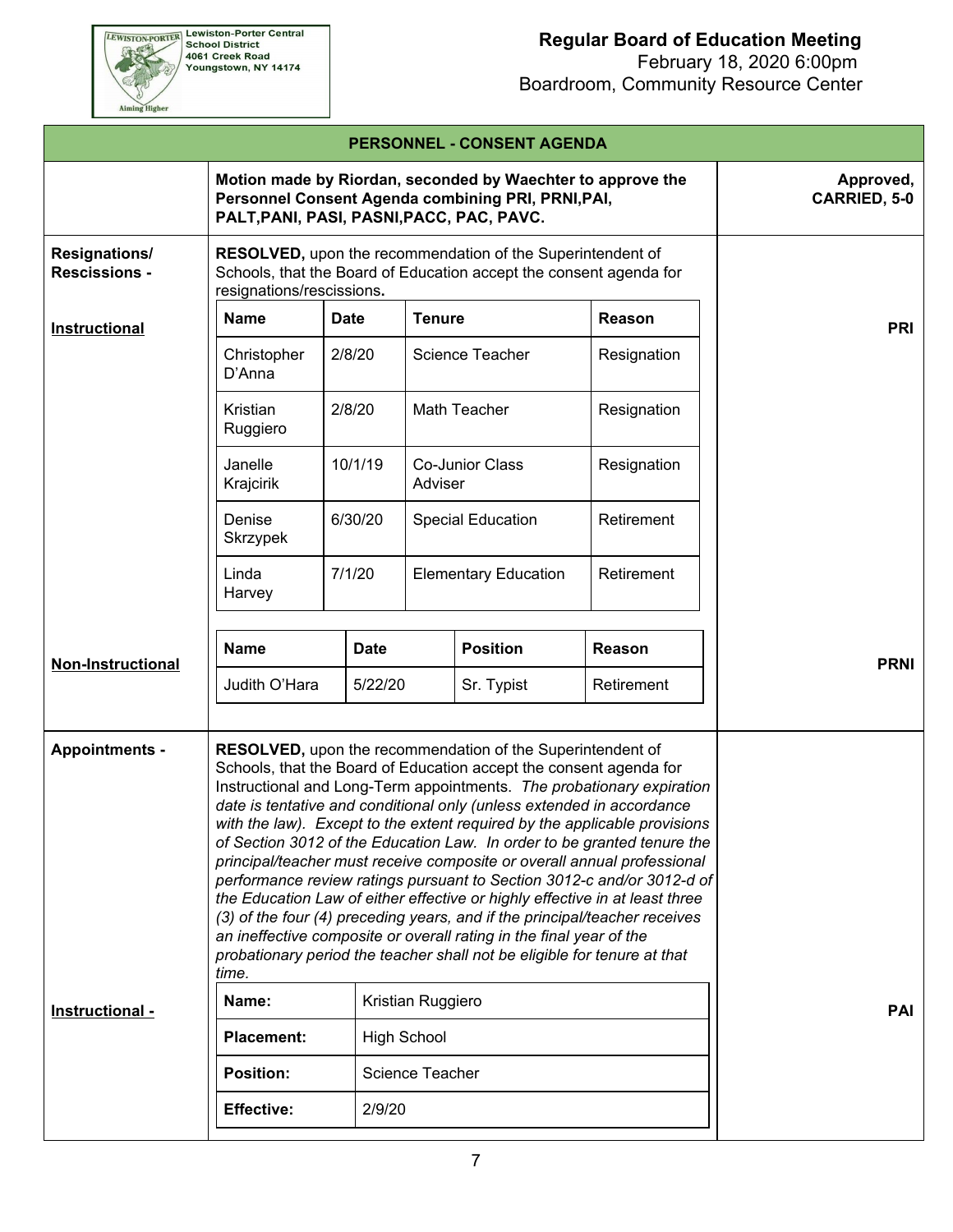**Lewiston-Porter Central School District**
4061 Creek Road
Youngstown, NY 14174

Aiming Higher

# Regular Board of Education Meeting

February 18, 2020 6:00pm
Boardroom, Community Resource Center

## PERSONNEL - CONSENT AGENDA

**Motion made by Riordan, seconded by Waechter to approve the Personnel Consent Agenda combining PRI, PRNI,PAI, PALT,PANI, PASI, PASNI,PACC, PAC, PAVC.**

**Approved, CARRIED, 5-0**

### Resignations/ Rescissions -

**RESOLVED,** upon the recommendation of the Superintendent of Schools, that the Board of Education accept the consent agenda for resignations/rescissions**.**

**Instructional** — **PRI**

| Name | Date | Tenure | Reason |
|---|---|---|---|
| Christopher D'Anna | 2/8/20 | Science Teacher | Resignation |
| Kristian Ruggiero | 2/8/20 | Math Teacher | Resignation |
| Janelle Krajcirik | 10/1/19 | Co-Junior Class Adviser | Resignation |
| Denise Skrzypek | 6/30/20 | Special Education | Retirement |
| Linda Harvey | 7/1/20 | Elementary Education | Retirement |

**Non-Instructional** — **PRNI**

| Name | Date | Position | Reason |
|---|---|---|---|
| Judith O'Hara | 5/22/20 | Sr. Typist | Retirement |

### Appointments -

**RESOLVED,** upon the recommendation of the Superintendent of Schools, that the Board of Education accept the consent agenda for Instructional and Long-Term appointments. *The probationary expiration date is tentative and conditional only (unless extended in accordance with the law). Except to the extent required by the applicable provisions of Section 3012 of the Education Law. In order to be granted tenure the principal/teacher must receive composite or overall annual professional performance review ratings pursuant to Section 3012-c and/or 3012-d of the Education Law of either effective or highly effective in at least three (3) of the four (4) preceding years, and if the principal/teacher receives an ineffective composite or overall rating in the final year of the probationary period the teacher shall not be eligible for tenure at that time.*

**Instructional -** — **PAI**

| | |
|---|---|
| **Name:** | Kristian Ruggiero |
| **Placement:** | High School |
| **Position:** | Science Teacher |
| **Effective:** | 2/9/20 |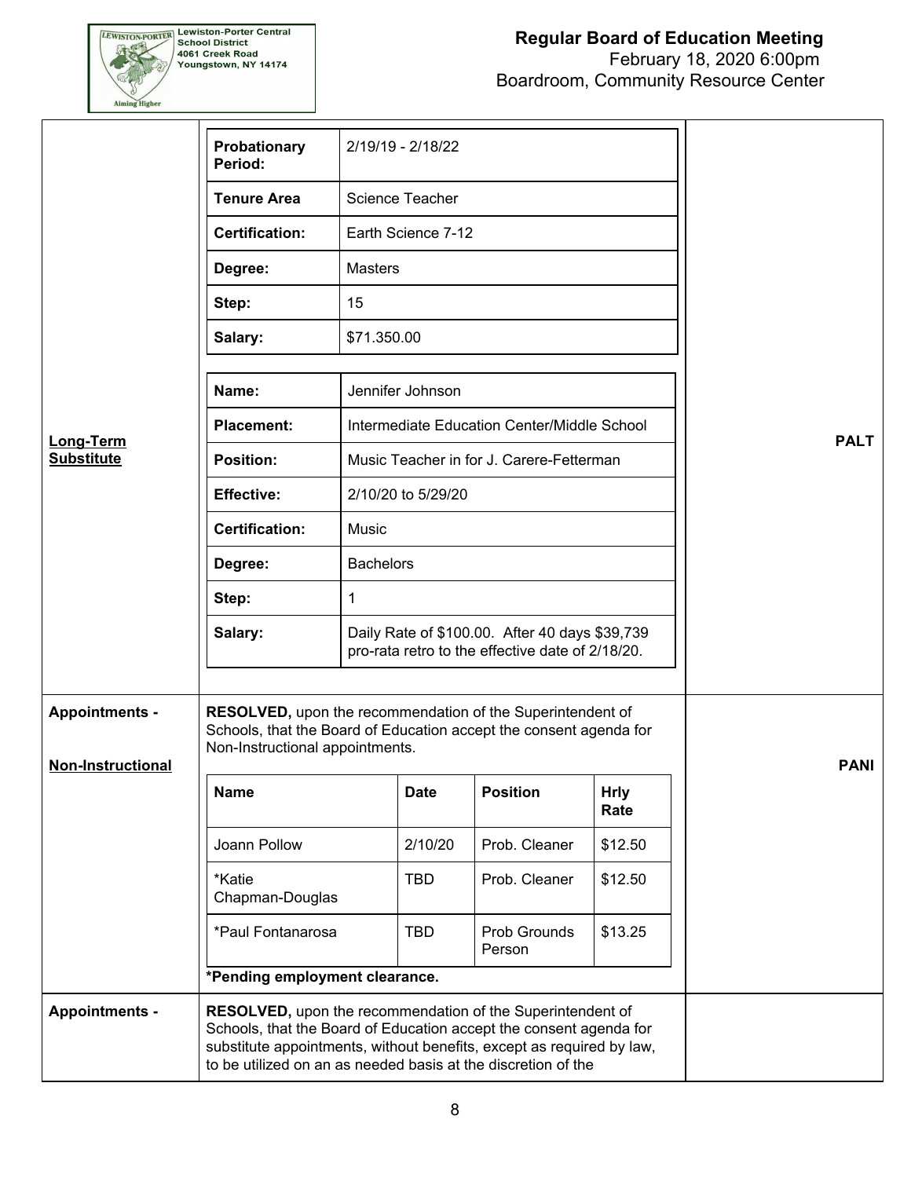| Probationary Period: | 2/19/19 - 2/18/22 |
|---|---|
| Tenure Area | Science Teacher |
| Certification: | Earth Science 7-12 |
| Degree: | Masters |
| Step: | 15 |
| Salary: | $71.350.00 |

**Long-Term Substitute** — **PALT**

| Name: | Jennifer Johnson |
|---|---|
| Placement: | Intermediate Education Center/Middle School |
| Position: | Music Teacher in for J. Carere-Fetterman |
| Effective: | 2/10/20 to 5/29/20 |
| Certification: | Music |
| Degree: | Bachelors |
| Step: | 1 |
| Salary: | Daily Rate of $100.00. After 40 days $39,739 pro-rata retro to the effective date of 2/18/20. |

**Appointments - Non-Instructional** — **PANI**

**RESOLVED,** upon the recommendation of the Superintendent of Schools, that the Board of Education accept the consent agenda for Non-Instructional appointments.

| Name | Date | Position | Hrly Rate |
|---|---|---|---|
| Joann Pollow | 2/10/20 | Prob. Cleaner | $12.50 |
| *Katie Chapman-Douglas | TBD | Prob. Cleaner | $12.50 |
| *Paul Fontanarosa | TBD | Prob Grounds Person | $13.25 |

**\*Pending employment clearance.**

**Appointments -**

**RESOLVED,** upon the recommendation of the Superintendent of Schools, that the Board of Education accept the consent agenda for substitute appointments, without benefits, except as required by law, to be utilized on an as needed basis at the discretion of the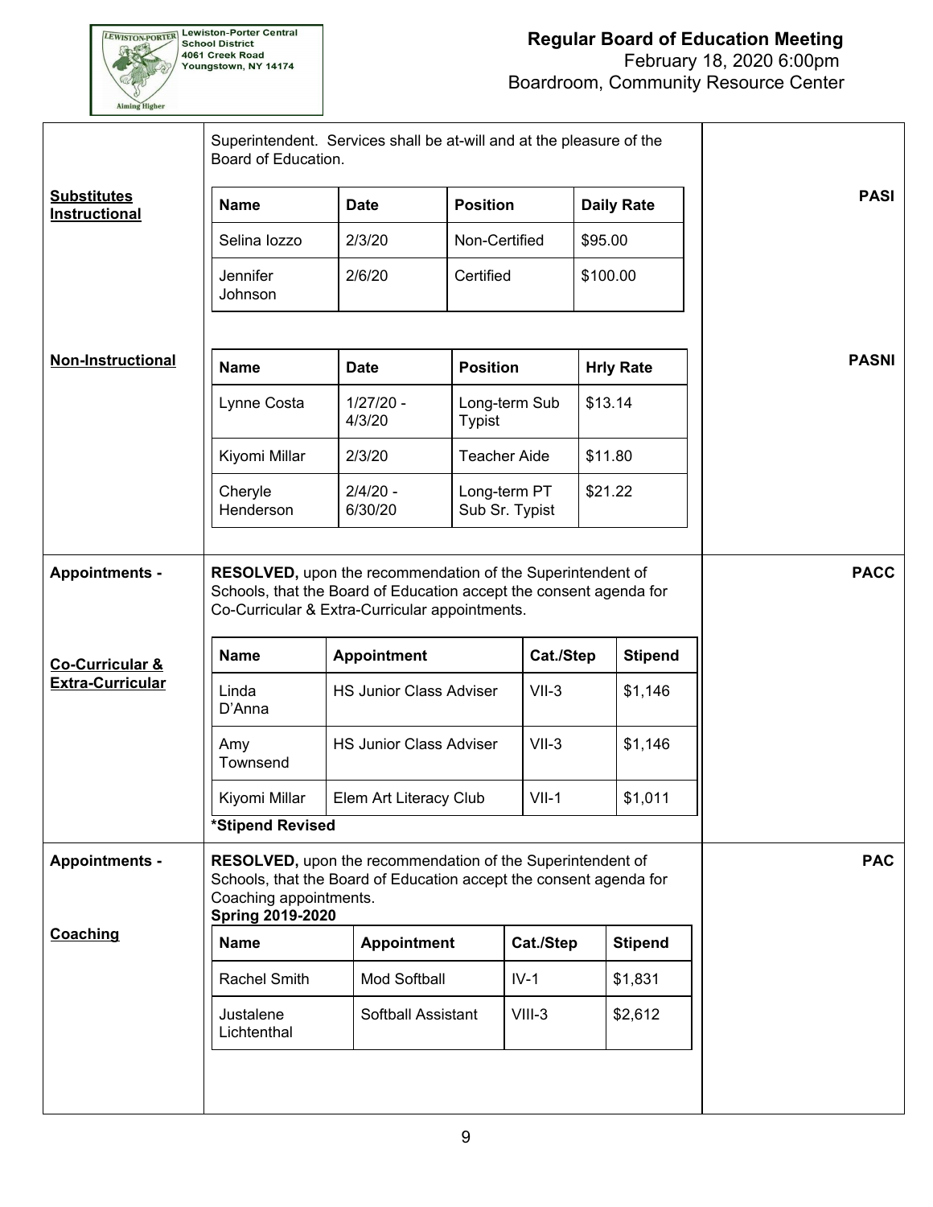Superintendent. Services shall be at-will and at the pleasure of the Board of Education.

**Substitutes**
**Instructional** — PASI

| Name | Date | Position | Daily Rate |
|---|---|---|---|
| Selina Iozzo | 2/3/20 | Non-Certified | $95.00 |
| Jennifer Johnson | 2/6/20 | Certified | $100.00 |

**Non-Instructional** — PASNI

| Name | Date | Position | Hrly Rate |
|---|---|---|---|
| Lynne Costa | 1/27/20 - 4/3/20 | Long-term Sub Typist | $13.14 |
| Kiyomi Millar | 2/3/20 | Teacher Aide | $11.80 |
| Cheryle Henderson | 2/4/20 - 6/30/20 | Long-term PT Sub Sr. Typist | $21.22 |

**Appointments - Co-Curricular & Extra-Curricular** — PACC

**RESOLVED,** upon the recommendation of the Superintendent of Schools, that the Board of Education accept the consent agenda for Co-Curricular & Extra-Curricular appointments.

| Name | Appointment | Cat./Step | Stipend |
|---|---|---|---|
| Linda D'Anna | HS Junior Class Adviser | VII-3 | $1,146 |
| Amy Townsend | HS Junior Class Adviser | VII-3 | $1,146 |
| Kiyomi Millar | Elem Art Literacy Club | VII-1 | $1,011 |

***Stipend Revised**

**Appointments - Coaching** — PAC

**RESOLVED,** upon the recommendation of the Superintendent of Schools, that the Board of Education accept the consent agenda for Coaching appointments.

**Spring 2019-2020**

| Name | Appointment | Cat./Step | Stipend |
|---|---|---|---|
| Rachel Smith | Mod Softball | IV-1 | $1,831 |
| Justalene Lichtenthal | Softball Assistant | VIII-3 | $2,612 |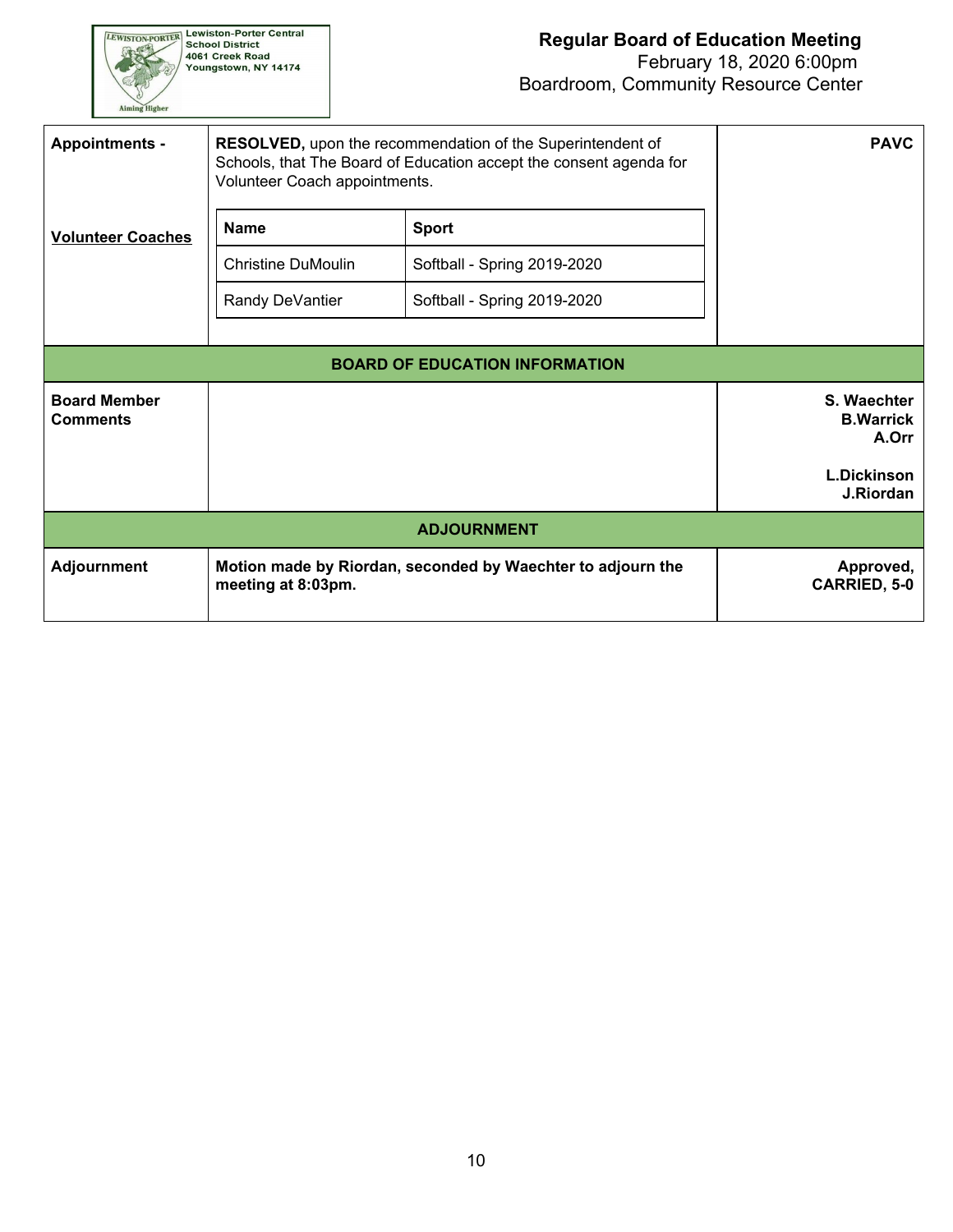| | | |
|---|---|---|
| **Appointments -**<br><br>**Volunteer Coaches** | **RESOLVED,** upon the recommendation of the Superintendent of Schools, that The Board of Education accept the consent agenda for Volunteer Coach appointments. | **PAVC** |

| **Name** | **Sport** |
|---|---|
| Christine DuMoulin | Softball - Spring 2019-2020 |
| Randy DeVantier | Softball - Spring 2019-2020 |

## BOARD OF EDUCATION INFORMATION

| | | |
|---|---|---|
| **Board Member Comments** | | **S. Waechter**<br>**B.Warrick**<br>**A.Orr**<br><br>**L.Dickinson**<br>**J.Riordan** |

## ADJOURNMENT

| | | |
|---|---|---|
| **Adjournment** | **Motion made by Riordan, seconded by Waechter to adjourn the meeting at 8:03pm.** | **Approved, CARRIED, 5-0** |